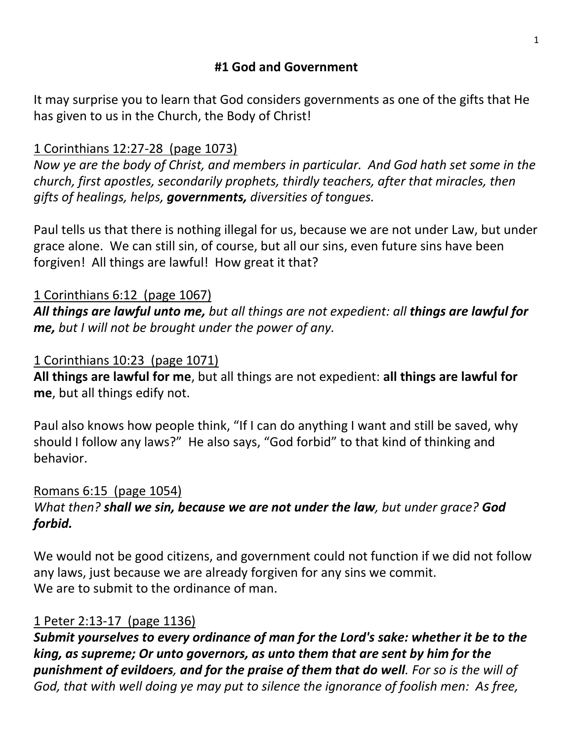**#1 God and Government**

It may surprise you to learn that God considers governments as one of the gifts that He has given to us in the Church, the Body of Christ!

1 Corinthians 12:27-28 (page 1073)
*Now ye are the body of Christ, and members in particular. And God hath set some in the church, first apostles, secondarily prophets, thirdly teachers, after that miracles, then gifts of healings, helps,* ***governments,*** *diversities of tongues.*

Paul tells us that there is nothing illegal for us, because we are not under Law, but under grace alone. We can still sin, of course, but all our sins, even future sins have been forgiven! All things are lawful! How great it that?

1 Corinthians 6:12 (page 1067)
***All things are lawful unto me,*** *but all things are not expedient: all* ***things are lawful for me,*** *but I will not be brought under the power of any.*

1 Corinthians 10:23 (page 1071)
**All things are lawful for me**, but all things are not expedient: **all things are lawful for me**, but all things edify not.

Paul also knows how people think, "If I can do anything I want and still be saved, why should I follow any laws?" He also says, "God forbid" to that kind of thinking and behavior.

Romans 6:15 (page 1054)
*What then?* ***shall we sin, because we are not under the law****, but under grace?* ***God forbid.***

We would not be good citizens, and government could not function if we did not follow any laws, just because we are already forgiven for any sins we commit.
We are to submit to the ordinance of man.

1 Peter 2:13-17 (page 1136)
***Submit yourselves to every ordinance of man for the Lord's sake: whether it be to the king, as supreme; Or unto governors, as unto them that are sent by him for the punishment of evildoers, and for the praise of them that do well****. For so is the will of God, that with well doing ye may put to silence the ignorance of foolish men: As free,*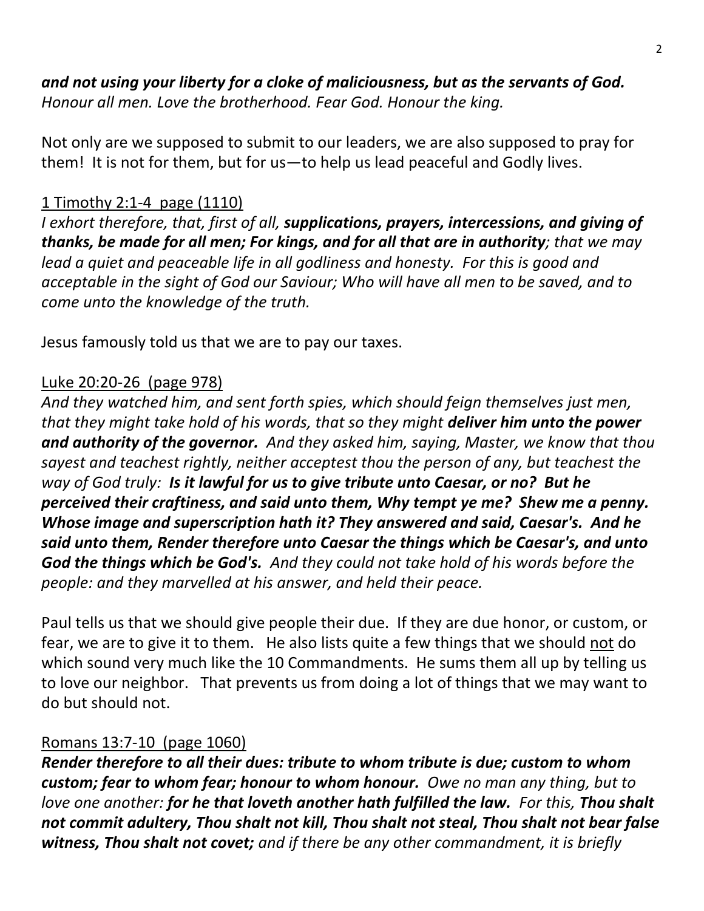***and not using your liberty for a cloke of maliciousness, but as the servants of God.*** *Honour all men. Love the brotherhood. Fear God. Honour the king.*

Not only are we supposed to submit to our leaders, we are also supposed to pray for them! It is not for them, but for us—to help us lead peaceful and Godly lives.

<u>1 Timothy 2:1-4 page (1110)</u>

*I exhort therefore, that, first of all,* ***supplications, prayers, intercessions, and giving of thanks, be made for all men; For kings, and for all that are in authority****; that we may lead a quiet and peaceable life in all godliness and honesty. For this is good and acceptable in the sight of God our Saviour; Who will have all men to be saved, and to come unto the knowledge of the truth.*

Jesus famously told us that we are to pay our taxes.

<u>Luke 20:20-26 (page 978)</u>

*And they watched him, and sent forth spies, which should feign themselves just men, that they might take hold of his words, that so they might* ***deliver him unto the power and authority of the governor.*** *And they asked him, saying, Master, we know that thou sayest and teachest rightly, neither acceptest thou the person of any, but teachest the way of God truly:* ***Is it lawful for us to give tribute unto Caesar, or no? But he perceived their craftiness, and said unto them, Why tempt ye me? Shew me a penny. Whose image and superscription hath it? They answered and said, Caesar's. And he said unto them, Render therefore unto Caesar the things which be Caesar's, and unto God the things which be God's.*** *And they could not take hold of his words before the people: and they marvelled at his answer, and held their peace.*

Paul tells us that we should give people their due. If they are due honor, or custom, or fear, we are to give it to them. He also lists quite a few things that we should <u>not</u> do which sound very much like the 10 Commandments. He sums them all up by telling us to love our neighbor. That prevents us from doing a lot of things that we may want to do but should not.

<u>Romans 13:7-10 (page 1060)</u>

***Render therefore to all their dues: tribute to whom tribute is due; custom to whom custom; fear to whom fear; honour to whom honour.*** *Owe no man any thing, but to love one another:* ***for he that loveth another hath fulfilled the law.*** *For this,* ***Thou shalt not commit adultery, Thou shalt not kill, Thou shalt not steal, Thou shalt not bear false witness, Thou shalt not covet;*** *and if there be any other commandment, it is briefly*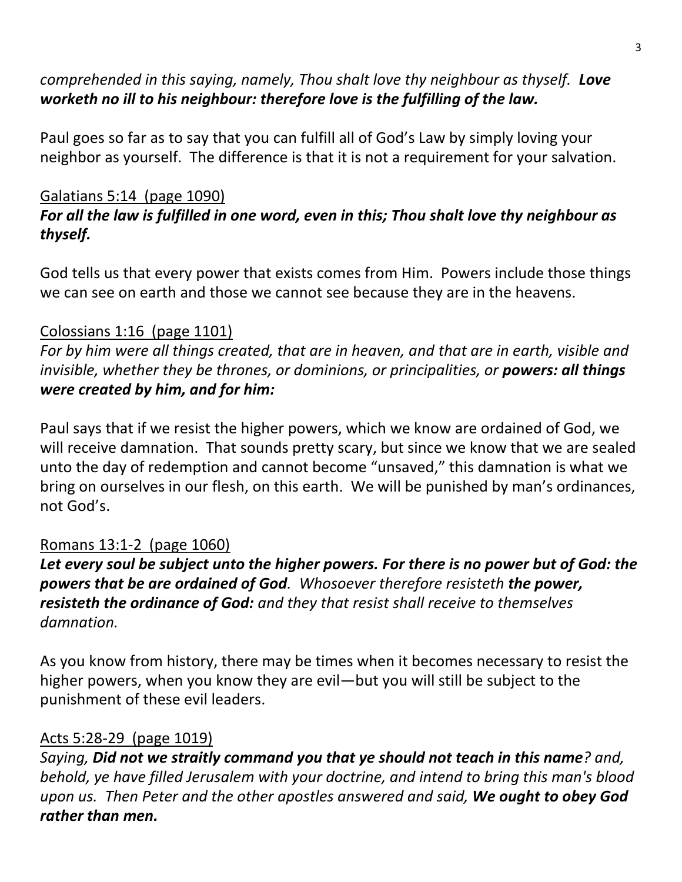*comprehended in this saying, namely, Thou shalt love thy neighbour as thyself.* ***Love worketh no ill to his neighbour: therefore love is the fulfilling of the law.***

Paul goes so far as to say that you can fulfill all of God's Law by simply loving your neighbor as yourself. The difference is that it is not a requirement for your salvation.

<u>Galatians 5:14 (page 1090)</u>
***For all the law is fulfilled in one word, even in this; Thou shalt love thy neighbour as thyself.***

God tells us that every power that exists comes from Him. Powers include those things we can see on earth and those we cannot see because they are in the heavens.

<u>Colossians 1:16 (page 1101)</u>
*For by him were all things created, that are in heaven, and that are in earth, visible and invisible, whether they be thrones, or dominions, or principalities, or* ***powers: all things were created by him, and for him:***

Paul says that if we resist the higher powers, which we know are ordained of God, we will receive damnation. That sounds pretty scary, but since we know that we are sealed unto the day of redemption and cannot become "unsaved," this damnation is what we bring on ourselves in our flesh, on this earth. We will be punished by man's ordinances, not God's.

<u>Romans 13:1-2 (page 1060)</u>
***Let every soul be subject unto the higher powers. For there is no power but of God: the powers that be are ordained of God.*** *Whosoever therefore resisteth* ***the power, resisteth the ordinance of God:*** *and they that resist shall receive to themselves damnation.*

As you know from history, there may be times when it becomes necessary to resist the higher powers, when you know they are evil—but you will still be subject to the punishment of these evil leaders.

<u>Acts 5:28-29 (page 1019)</u>
*Saying,* ***Did not we straitly command you that ye should not teach in this name****? and, behold, ye have filled Jerusalem with your doctrine, and intend to bring this man's blood upon us. Then Peter and the other apostles answered and said,* ***We ought to obey God rather than men.***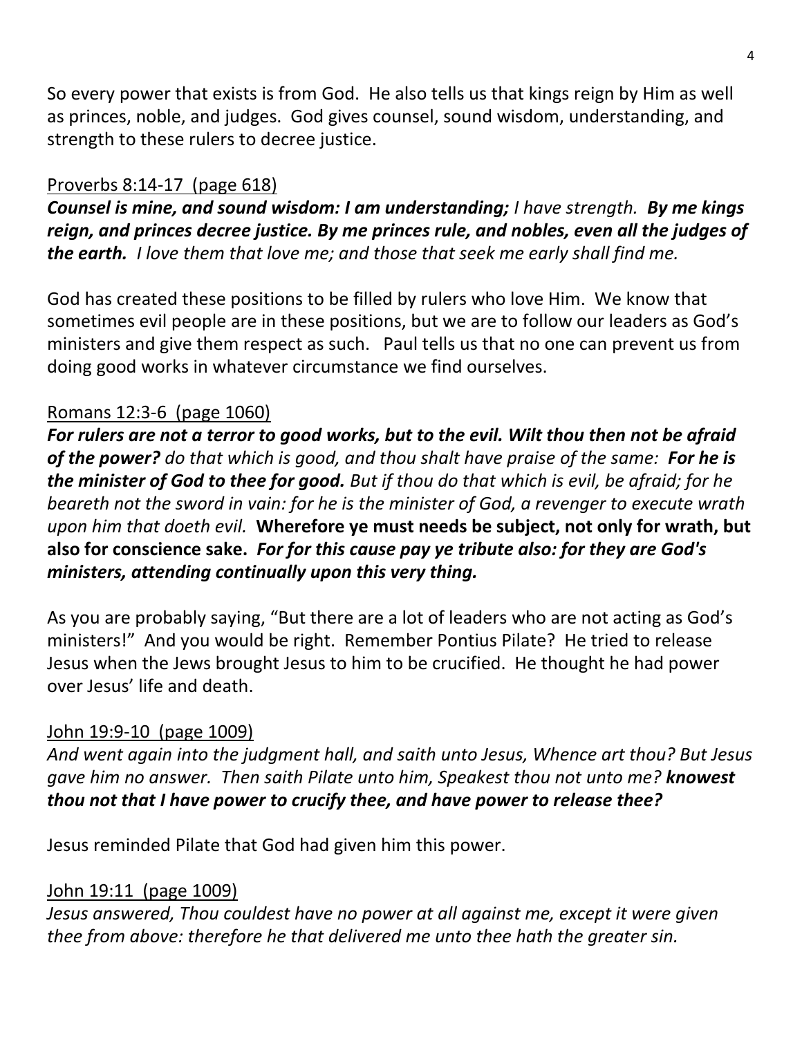So every power that exists is from God. He also tells us that kings reign by Him as well as princes, noble, and judges. God gives counsel, sound wisdom, understanding, and strength to these rulers to decree justice.

<u>Proverbs 8:14-17 (page 618)</u>

***Counsel is mine, and sound wisdom: I am understanding;*** *I have strength.* ***By me kings reign, and princes decree justice. By me princes rule, and nobles, even all the judges of the earth.*** *I love them that love me; and those that seek me early shall find me.*

God has created these positions to be filled by rulers who love Him. We know that sometimes evil people are in these positions, but we are to follow our leaders as God's ministers and give them respect as such. Paul tells us that no one can prevent us from doing good works in whatever circumstance we find ourselves.

<u>Romans 12:3-6 (page 1060)</u>

***For rulers are not a terror to good works, but to the evil. Wilt thou then not be afraid of the power?*** *do that which is good, and thou shalt have praise of the same:* ***For he is the minister of God to thee for good.*** *But if thou do that which is evil, be afraid; for he beareth not the sword in vain: for he is the minister of God, a revenger to execute wrath upon him that doeth evil.* **Wherefore ye must needs be subject, not only for wrath, but also for conscience sake.** ***For for this cause pay ye tribute also: for they are God's ministers, attending continually upon this very thing.***

As you are probably saying, "But there are a lot of leaders who are not acting as God's ministers!" And you would be right. Remember Pontius Pilate? He tried to release Jesus when the Jews brought Jesus to him to be crucified. He thought he had power over Jesus' life and death.

<u>John 19:9-10 (page 1009)</u>

*And went again into the judgment hall, and saith unto Jesus, Whence art thou? But Jesus gave him no answer. Then saith Pilate unto him, Speakest thou not unto me?* ***knowest thou not that I have power to crucify thee, and have power to release thee?***

Jesus reminded Pilate that God had given him this power.

<u>John 19:11 (page 1009)</u>

*Jesus answered, Thou couldest have no power at all against me, except it were given thee from above: therefore he that delivered me unto thee hath the greater sin.*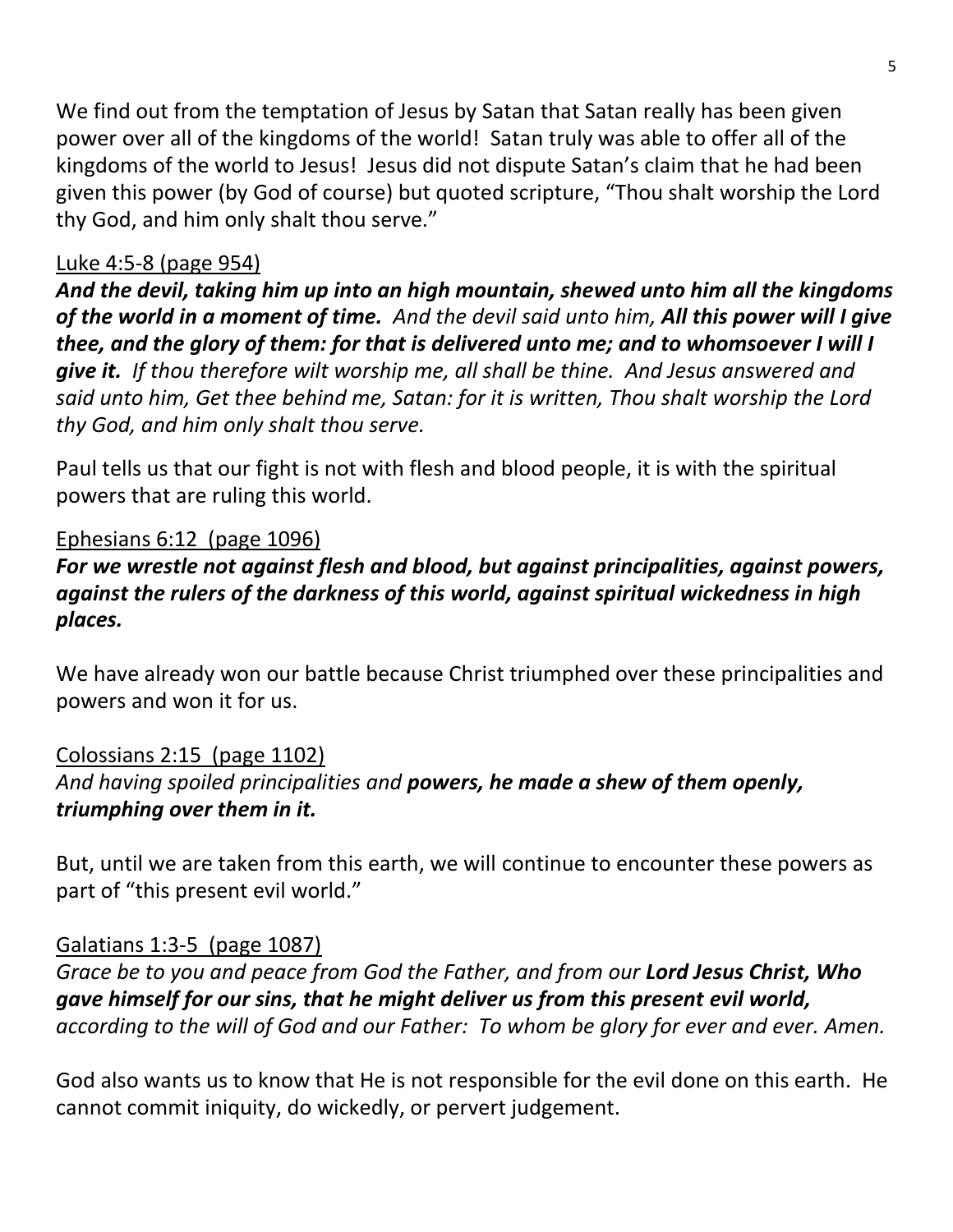We find out from the temptation of Jesus by Satan that Satan really has been given power over all of the kingdoms of the world! Satan truly was able to offer all of the kingdoms of the world to Jesus! Jesus did not dispute Satan's claim that he had been given this power (by God of course) but quoted scripture, "Thou shalt worship the Lord thy God, and him only shalt thou serve."

<u>Luke 4:5-8 (page 954)</u>

***And the devil, taking him up into an high mountain, shewed unto him all the kingdoms of the world in a moment of time.*** *And the devil said unto him,* ***All this power will I give thee, and the glory of them: for that is delivered unto me; and to whomsoever I will I give it.*** *If thou therefore wilt worship me, all shall be thine. And Jesus answered and said unto him, Get thee behind me, Satan: for it is written, Thou shalt worship the Lord thy God, and him only shalt thou serve.*

Paul tells us that our fight is not with flesh and blood people, it is with the spiritual powers that are ruling this world.

<u>Ephesians 6:12 (page 1096)</u>

***For we wrestle not against flesh and blood, but against principalities, against powers, against the rulers of the darkness of this world, against spiritual wickedness in high places.***

We have already won our battle because Christ triumphed over these principalities and powers and won it for us.

<u>Colossians 2:15 (page 1102)</u>

*And having spoiled principalities and* ***powers, he made a shew of them openly, triumphing over them in it.***

But, until we are taken from this earth, we will continue to encounter these powers as part of "this present evil world."

<u>Galatians 1:3-5 (page 1087)</u>

*Grace be to you and peace from God the Father, and from our* ***Lord Jesus Christ, Who gave himself for our sins, that he might deliver us from this present evil world,*** *according to the will of God and our Father: To whom be glory for ever and ever. Amen.*

God also wants us to know that He is not responsible for the evil done on this earth. He cannot commit iniquity, do wickedly, or pervert judgement.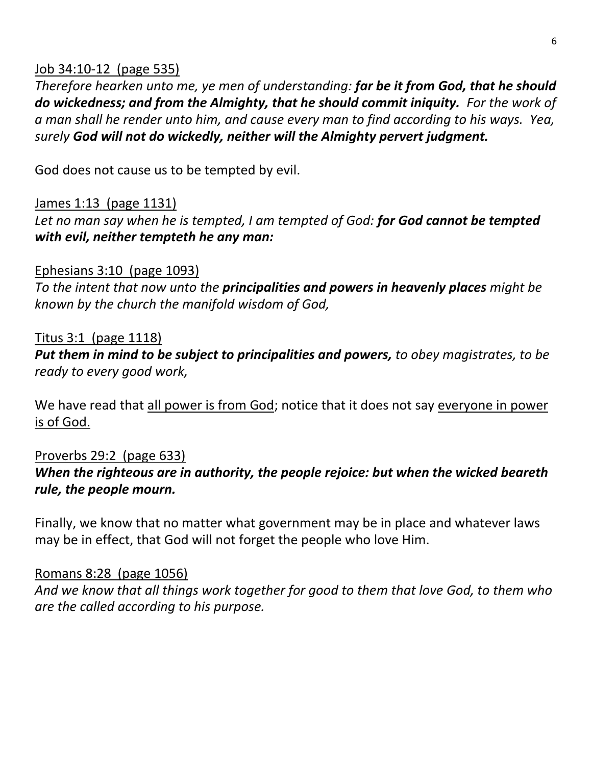<u>Job 34:10-12 (page 535)</u>

*Therefore hearken unto me, ye men of understanding:* ***far be it from God, that he should do wickedness; and from the Almighty, that he should commit iniquity.*** *For the work of a man shall he render unto him, and cause every man to find according to his ways. Yea, surely* ***God will not do wickedly, neither will the Almighty pervert judgment.***

God does not cause us to be tempted by evil.

<u>James 1:13 (page 1131)</u>

*Let no man say when he is tempted, I am tempted of God:* ***for God cannot be tempted with evil, neither tempteth he any man:***

<u>Ephesians 3:10 (page 1093)</u>

*To the intent that now unto the* ***principalities and powers in heavenly places*** *might be known by the church the manifold wisdom of God,*

<u>Titus 3:1 (page 1118)</u>

***Put them in mind to be subject to principalities and powers,*** *to obey magistrates, to be ready to every good work,*

We have read that <u>all power is from God</u>; notice that it does not say <u>everyone in power is of God.</u>

<u>Proverbs 29:2 (page 633)</u>

***When the righteous are in authority, the people rejoice: but when the wicked beareth rule, the people mourn.***

Finally, we know that no matter what government may be in place and whatever laws may be in effect, that God will not forget the people who love Him.

<u>Romans 8:28 (page 1056)</u>

*And we know that all things work together for good to them that love God, to them who are the called according to his purpose.*